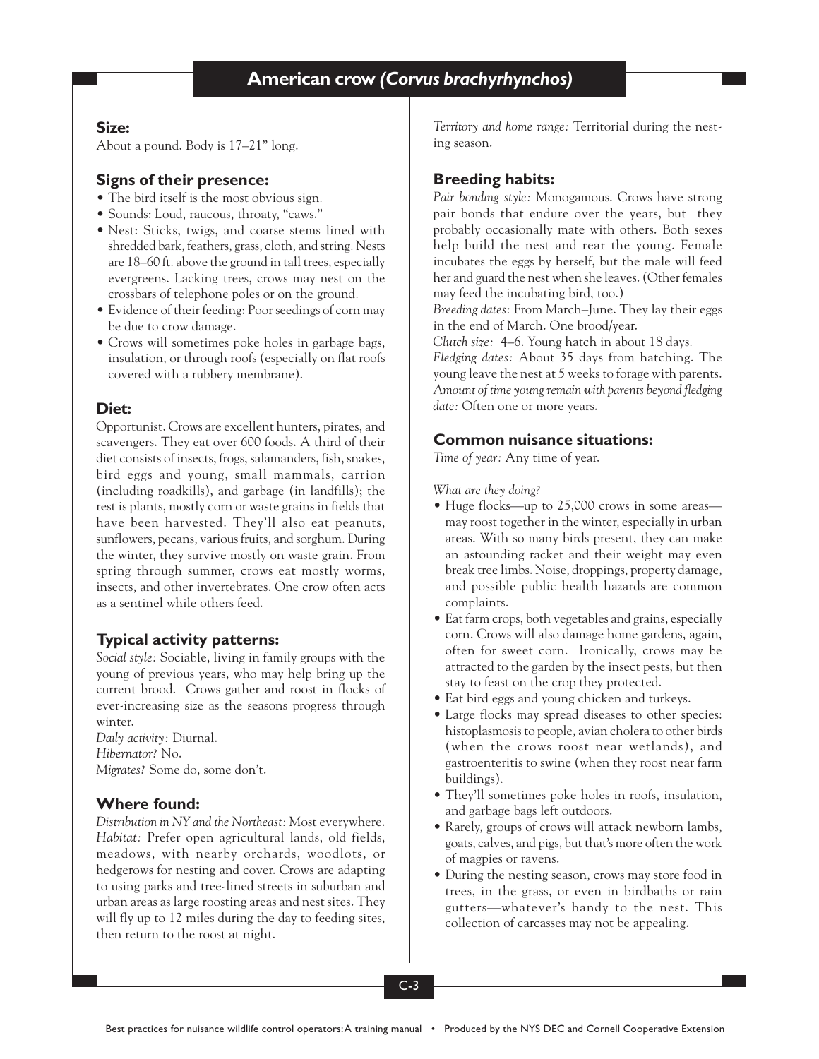# American crow *(Corvus brachyrhynchos)*

## Size:

About a pound. Body is 17–21" long.

## Signs of their presence:

- The bird itself is the most obvious sign.
- Sounds: Loud, raucous, throaty, "caws."
- Nest: Sticks, twigs, and coarse stems lined with shredded bark, feathers, grass, cloth, and string. Nests are 18–60 ft. above the ground in tall trees, especially evergreens. Lacking trees, crows may nest on the crossbars of telephone poles or on the ground.
- Evidence of their feeding: Poor seedings of corn may be due to crow damage.
- Crows will sometimes poke holes in garbage bags, insulation, or through roofs (especially on flat roofs covered with a rubbery membrane).

## Diet:

Opportunist. Crows are excellent hunters, pirates, and scavengers. They eat over 600 foods. A third of their diet consists of insects, frogs, salamanders, fish, snakes, bird eggs and young, small mammals, carrion (including roadkills), and garbage (in landfills); the rest is plants, mostly corn or waste grains in fields that have been harvested. They'll also eat peanuts, sunflowers, pecans, various fruits, and sorghum. During the winter, they survive mostly on waste grain. From spring through summer, crows eat mostly worms, insects, and other invertebrates. One crow often acts as a sentinel while others feed.

## Typical activity patterns:

*Social style:* Sociable, living in family groups with the young of previous years, who may help bring up the current brood. Crows gather and roost in flocks of ever-increasing size as the seasons progress through winter.
*Daily activity:* Diurnal.
*Hibernator?* No.
*Migrates?* Some do, some don't.

## Where found:

*Distribution in NY and the Northeast:* Most everywhere.
*Habitat:* Prefer open agricultural lands, old fields, meadows, with nearby orchards, woodlots, or hedgerows for nesting and cover. Crows are adapting to using parks and tree-lined streets in suburban and urban areas as large roosting areas and nest sites. They will fly up to 12 miles during the day to feeding sites, then return to the roost at night.

*Territory and home range:* Territorial during the nesting season.

## Breeding habits:

*Pair bonding style:* Monogamous. Crows have strong pair bonds that endure over the years, but they probably occasionally mate with others. Both sexes help build the nest and rear the young. Female incubates the eggs by herself, but the male will feed her and guard the nest when she leaves. (Other females may feed the incubating bird, too.)
*Breeding dates:* From March–June. They lay their eggs in the end of March. One brood/year.
*Clutch size:* 4–6. Young hatch in about 18 days.
*Fledging dates:* About 35 days from hatching. The young leave the nest at 5 weeks to forage with parents.
*Amount of time young remain with parents beyond fledging date:* Often one or more years.

## Common nuisance situations:

*Time of year:* Any time of year.

*What are they doing?*

- Huge flocks—up to 25,000 crows in some areas—may roost together in the winter, especially in urban areas. With so many birds present, they can make an astounding racket and their weight may even break tree limbs. Noise, droppings, property damage, and possible public health hazards are common complaints.
- Eat farm crops, both vegetables and grains, especially corn. Crows will also damage home gardens, again, often for sweet corn. Ironically, crows may be attracted to the garden by the insect pests, but then stay to feast on the crop they protected.
- Eat bird eggs and young chicken and turkeys.
- Large flocks may spread diseases to other species: histoplasmosis to people, avian cholera to other birds (when the crows roost near wetlands), and gastroenteritis to swine (when they roost near farm buildings).
- They'll sometimes poke holes in roofs, insulation, and garbage bags left outdoors.
- Rarely, groups of crows will attack newborn lambs, goats, calves, and pigs, but that's more often the work of magpies or ravens.
- During the nesting season, crows may store food in trees, in the grass, or even in birdbaths or rain gutters—whatever's handy to the nest. This collection of carcasses may not be appealing.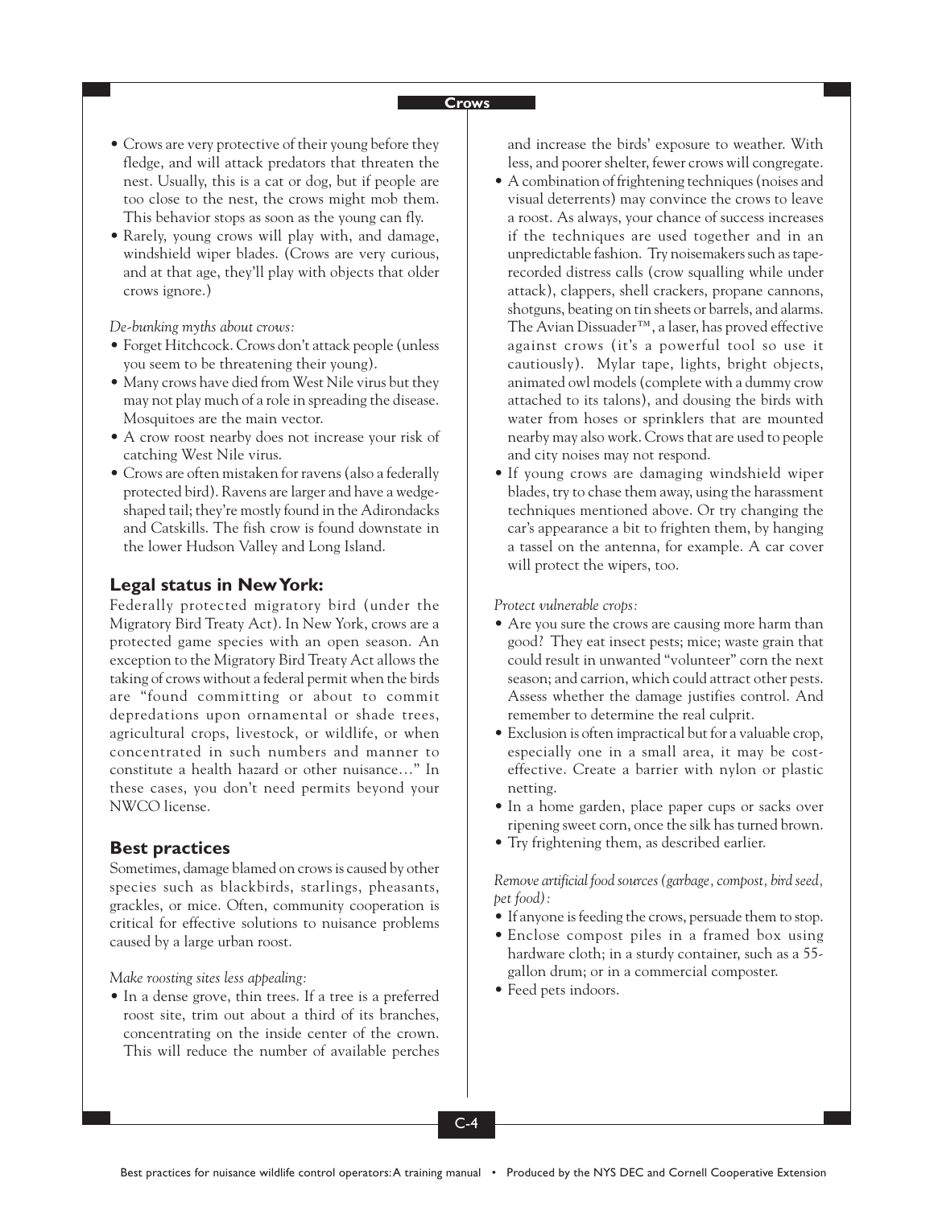- Crows are very protective of their young before they fledge, and will attack predators that threaten the nest. Usually, this is a cat or dog, but if people are too close to the nest, the crows might mob them. This behavior stops as soon as the young can fly.
- Rarely, young crows will play with, and damage, windshield wiper blades. (Crows are very curious, and at that age, they'll play with objects that older crows ignore.)

*De-bunking myths about crows:*

- Forget Hitchcock. Crows don't attack people (unless you seem to be threatening their young).
- Many crows have died from West Nile virus but they may not play much of a role in spreading the disease. Mosquitoes are the main vector.
- A crow roost nearby does not increase your risk of catching West Nile virus.
- Crows are often mistaken for ravens (also a federally protected bird). Ravens are larger and have a wedge-shaped tail; they're mostly found in the Adirondacks and Catskills. The fish crow is found downstate in the lower Hudson Valley and Long Island.

## Legal status in New York:

Federally protected migratory bird (under the Migratory Bird Treaty Act). In New York, crows are a protected game species with an open season. An exception to the Migratory Bird Treaty Act allows the taking of crows without a federal permit when the birds are "found committing or about to commit depredations upon ornamental or shade trees, agricultural crops, livestock, or wildlife, or when concentrated in such numbers and manner to constitute a health hazard or other nuisance…" In these cases, you don't need permits beyond your NWCO license.

## Best practices

Sometimes, damage blamed on crows is caused by other species such as blackbirds, starlings, pheasants, grackles, or mice. Often, community cooperation is critical for effective solutions to nuisance problems caused by a large urban roost.

*Make roosting sites less appealing:*

- In a dense grove, thin trees. If a tree is a preferred roost site, trim out about a third of its branches, concentrating on the inside center of the crown. This will reduce the number of available perches and increase the birds' exposure to weather. With less, and poorer shelter, fewer crows will congregate.
- A combination of frightening techniques (noises and visual deterrents) may convince the crows to leave a roost. As always, your chance of success increases if the techniques are used together and in an unpredictable fashion. Try noisemakers such as tape-recorded distress calls (crow squalling while under attack), clappers, shell crackers, propane cannons, shotguns, beating on tin sheets or barrels, and alarms. The Avian Dissuader™, a laser, has proved effective against crows (it's a powerful tool so use it cautiously). Mylar tape, lights, bright objects, animated owl models (complete with a dummy crow attached to its talons), and dousing the birds with water from hoses or sprinklers that are mounted nearby may also work. Crows that are used to people and city noises may not respond.
- If young crows are damaging windshield wiper blades, try to chase them away, using the harassment techniques mentioned above. Or try changing the car's appearance a bit to frighten them, by hanging a tassel on the antenna, for example. A car cover will protect the wipers, too.

*Protect vulnerable crops:*

- Are you sure the crows are causing more harm than good? They eat insect pests; mice; waste grain that could result in unwanted "volunteer" corn the next season; and carrion, which could attract other pests. Assess whether the damage justifies control. And remember to determine the real culprit.
- Exclusion is often impractical but for a valuable crop, especially one in a small area, it may be cost-effective. Create a barrier with nylon or plastic netting.
- In a home garden, place paper cups or sacks over ripening sweet corn, once the silk has turned brown.
- Try frightening them, as described earlier.

*Remove artificial food sources (garbage, compost, bird seed, pet food):*

- If anyone is feeding the crows, persuade them to stop.
- Enclose compost piles in a framed box using hardware cloth; in a sturdy container, such as a 55-gallon drum; or in a commercial composter.
- Feed pets indoors.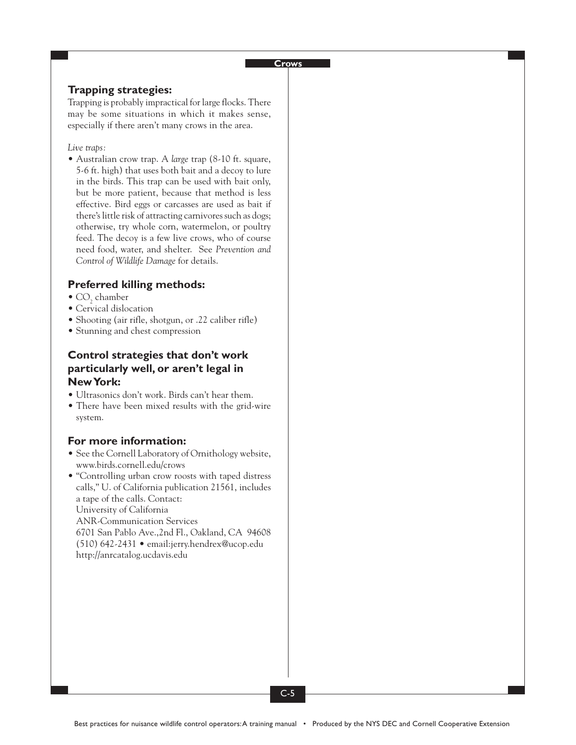## Trapping strategies:

Trapping is probably impractical for large flocks. There may be some situations in which it makes sense, especially if there aren't many crows in the area.

*Live traps:*

- Australian crow trap. A *large* trap (8-10 ft. square, 5-6 ft. high) that uses both bait and a decoy to lure in the birds. This trap can be used with bait only, but be more patient, because that method is less effective. Bird eggs or carcasses are used as bait if there's little risk of attracting carnivores such as dogs; otherwise, try whole corn, watermelon, or poultry feed. The decoy is a few live crows, who of course need food, water, and shelter. See *Prevention and Control of Wildlife Damage* for details.

## Preferred killing methods:

- $CO_2$ chamber
- Cervical dislocation
- Shooting (air rifle, shotgun, or .22 caliber rifle)
- Stunning and chest compression

## Control strategies that don't work particularly well, or aren't legal in New York:

- Ultrasonics don't work. Birds can't hear them.
- There have been mixed results with the grid-wire system.

## For more information:

- See the Cornell Laboratory of Ornithology website, www.birds.cornell.edu/crows
- "Controlling urban crow roosts with taped distress calls," U. of California publication 21561, includes a tape of the calls. Contact:
  University of California
  ANR-Communication Services
  6701 San Pablo Ave.,2nd Fl., Oakland, CA 94608
  (510) 642-2431 • email:jerry.hendrex@ucop.edu
  http://anrcatalog.ucdavis.edu